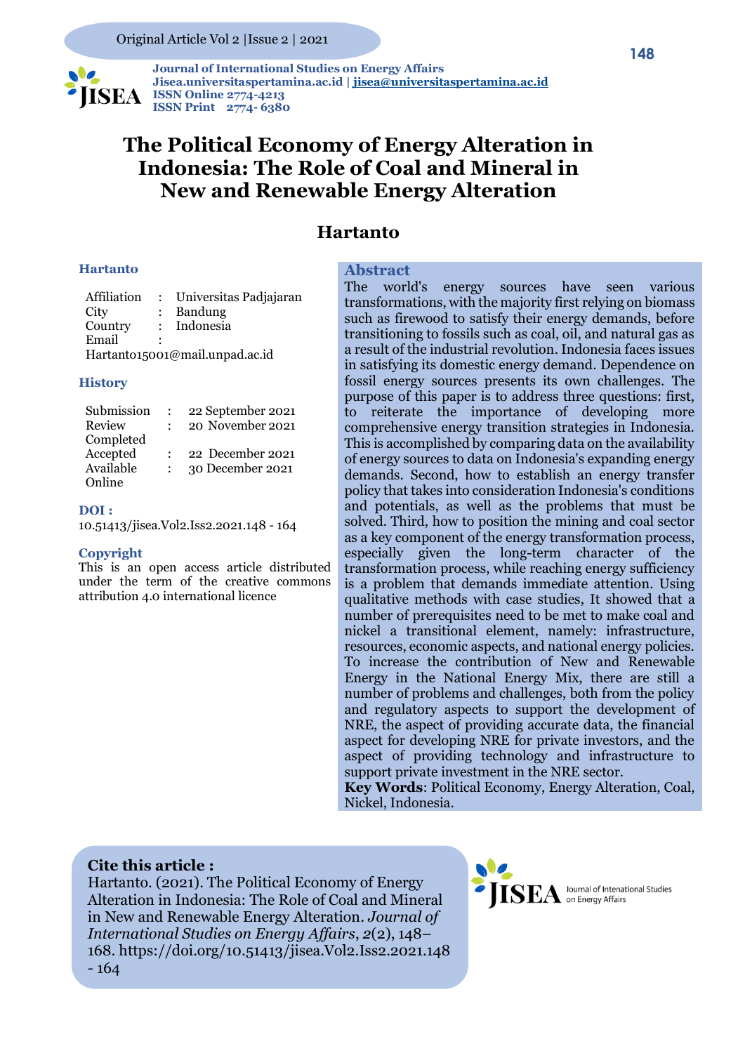Original Article Vol 2 |Issue 2 | 2021

**Journal of International Studies on Energy Affairs**
**Jisea.universitaspertamina.ac.id | jisea@universitaspertamina.ac.id**
**ISSN Online 2774-4213**
**ISSN Print 2774- 6380**

# The Political Economy of Energy Alteration in Indonesia: The Role of Coal and Mineral in New and Renewable Energy Alteration

## Hartanto

### Hartanto

| | | |
|---|---|---|
| Affiliation | : | Universitas Padjajaran |
| City | : | Bandung |
| Country | : | Indonesia |
| Email | : | |

Hartanto15001@mail.unpad.ac.id

### History

| | | |
|---|---|---|
| Submission | : | 22 September 2021 |
| Review Completed | : | 20 November 2021 |
| Accepted | : | 22 December 2021 |
| Available Online | : | 30 December 2021 |

**DOI :**
10.51413/jisea.Vol2.Iss2.2021.148 - 164

**Copyright**
This is an open access article distributed under the term of the creative commons attribution 4.0 international licence

### Abstract

The world's energy sources have seen various transformations, with the majority first relying on biomass such as firewood to satisfy their energy demands, before transitioning to fossils such as coal, oil, and natural gas as a result of the industrial revolution. Indonesia faces issues in satisfying its domestic energy demand. Dependence on fossil energy sources presents its own challenges. The purpose of this paper is to address three questions: first, to reiterate the importance of developing more comprehensive energy transition strategies in Indonesia. This is accomplished by comparing data on the availability of energy sources to data on Indonesia's expanding energy demands. Second, how to establish an energy transfer policy that takes into consideration Indonesia's conditions and potentials, as well as the problems that must be solved. Third, how to position the mining and coal sector as a key component of the energy transformation process, especially given the long-term character of the transformation process, while reaching energy sufficiency is a problem that demands immediate attention. Using qualitative methods with case studies, It showed that a number of prerequisites need to be met to make coal and nickel a transitional element, namely: infrastructure, resources, economic aspects, and national energy policies. To increase the contribution of New and Renewable Energy in the National Energy Mix, there are still a number of problems and challenges, both from the policy and regulatory aspects to support the development of NRE, the aspect of providing accurate data, the financial aspect for developing NRE for private investors, and the aspect of providing technology and infrastructure to support private investment in the NRE sector.

**Key Words**: Political Economy, Energy Alteration, Coal, Nickel, Indonesia.

**Cite this article :**
Hartanto. (2021). The Political Economy of Energy Alteration in Indonesia: The Role of Coal and Mineral in New and Renewable Energy Alteration. *Journal of International Studies on Energy Affairs*, *2*(2), 148–168. https://doi.org/10.51413/jisea.Vol2.Iss2.2021.148 - 164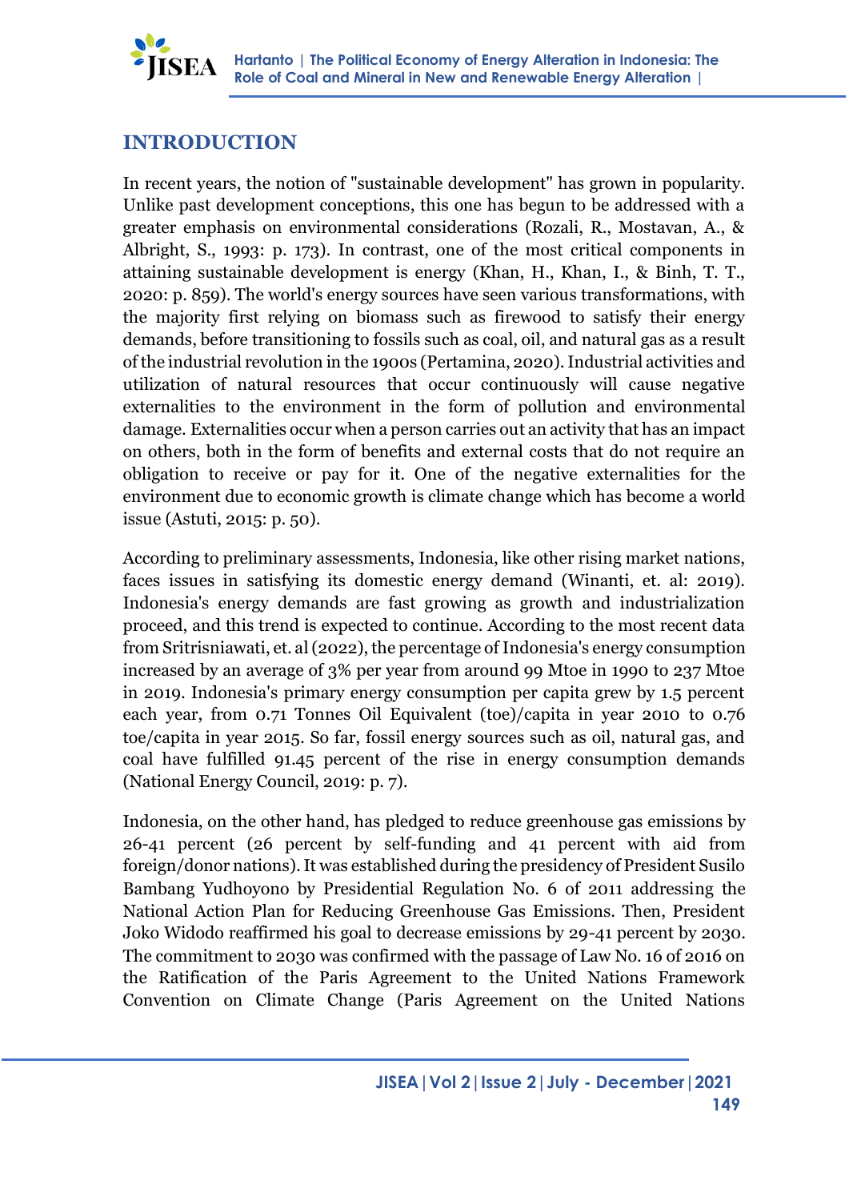## INTRODUCTION

In recent years, the notion of "sustainable development" has grown in popularity. Unlike past development conceptions, this one has begun to be addressed with a greater emphasis on environmental considerations (Rozali, R., Mostavan, A., & Albright, S., 1993: p. 173). In contrast, one of the most critical components in attaining sustainable development is energy (Khan, H., Khan, I., & Binh, T. T., 2020: p. 859). The world's energy sources have seen various transformations, with the majority first relying on biomass such as firewood to satisfy their energy demands, before transitioning to fossils such as coal, oil, and natural gas as a result of the industrial revolution in the 1900s (Pertamina, 2020). Industrial activities and utilization of natural resources that occur continuously will cause negative externalities to the environment in the form of pollution and environmental damage. Externalities occur when a person carries out an activity that has an impact on others, both in the form of benefits and external costs that do not require an obligation to receive or pay for it. One of the negative externalities for the environment due to economic growth is climate change which has become a world issue (Astuti, 2015: p. 50).

According to preliminary assessments, Indonesia, like other rising market nations, faces issues in satisfying its domestic energy demand (Winanti, et. al: 2019). Indonesia's energy demands are fast growing as growth and industrialization proceed, and this trend is expected to continue. According to the most recent data from Sritrisniawati, et. al (2022), the percentage of Indonesia's energy consumption increased by an average of 3% per year from around 99 Mtoe in 1990 to 237 Mtoe in 2019. Indonesia's primary energy consumption per capita grew by 1.5 percent each year, from 0.71 Tonnes Oil Equivalent (toe)/capita in year 2010 to 0.76 toe/capita in year 2015. So far, fossil energy sources such as oil, natural gas, and coal have fulfilled 91.45 percent of the rise in energy consumption demands (National Energy Council, 2019: p. 7).

Indonesia, on the other hand, has pledged to reduce greenhouse gas emissions by 26-41 percent (26 percent by self-funding and 41 percent with aid from foreign/donor nations). It was established during the presidency of President Susilo Bambang Yudhoyono by Presidential Regulation No. 6 of 2011 addressing the National Action Plan for Reducing Greenhouse Gas Emissions. Then, President Joko Widodo reaffirmed his goal to decrease emissions by 29-41 percent by 2030. The commitment to 2030 was confirmed with the passage of Law No. 16 of 2016 on the Ratification of the Paris Agreement to the United Nations Framework Convention on Climate Change (Paris Agreement on the United Nations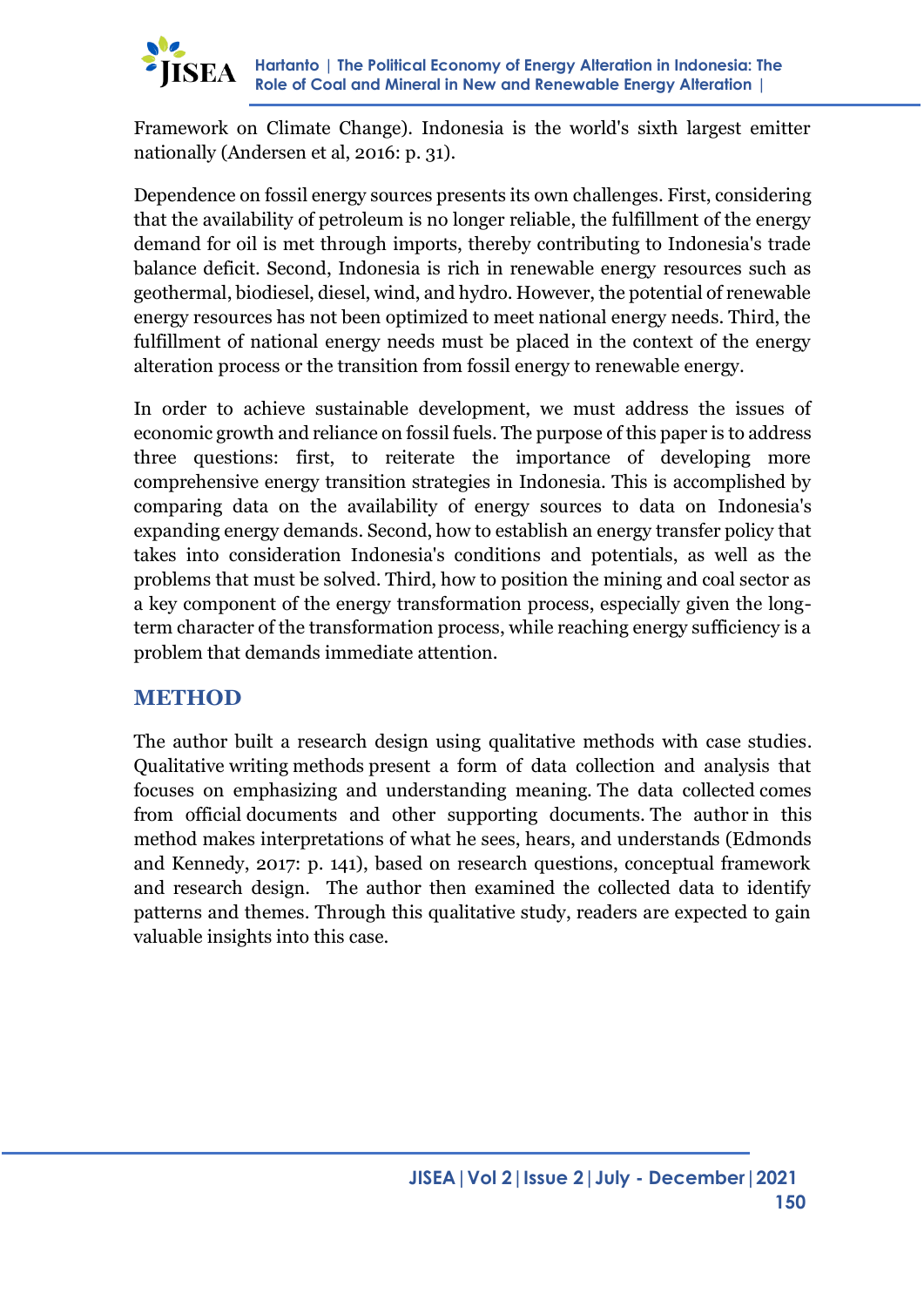Framework on Climate Change). Indonesia is the world's sixth largest emitter nationally (Andersen et al, 2016: p. 31).

Dependence on fossil energy sources presents its own challenges. First, considering that the availability of petroleum is no longer reliable, the fulfillment of the energy demand for oil is met through imports, thereby contributing to Indonesia's trade balance deficit. Second, Indonesia is rich in renewable energy resources such as geothermal, biodiesel, diesel, wind, and hydro. However, the potential of renewable energy resources has not been optimized to meet national energy needs. Third, the fulfillment of national energy needs must be placed in the context of the energy alteration process or the transition from fossil energy to renewable energy.

In order to achieve sustainable development, we must address the issues of economic growth and reliance on fossil fuels. The purpose of this paper is to address three questions: first, to reiterate the importance of developing more comprehensive energy transition strategies in Indonesia. This is accomplished by comparing data on the availability of energy sources to data on Indonesia's expanding energy demands. Second, how to establish an energy transfer policy that takes into consideration Indonesia's conditions and potentials, as well as the problems that must be solved. Third, how to position the mining and coal sector as a key component of the energy transformation process, especially given the long-term character of the transformation process, while reaching energy sufficiency is a problem that demands immediate attention.

## METHOD

The author built a research design using qualitative methods with case studies. Qualitative writing methods present a form of data collection and analysis that focuses on emphasizing and understanding meaning. The data collected comes from official documents and other supporting documents. The author in this method makes interpretations of what he sees, hears, and understands (Edmonds and Kennedy, 2017: p. 141), based on research questions, conceptual framework and research design. The author then examined the collected data to identify patterns and themes. Through this qualitative study, readers are expected to gain valuable insights into this case.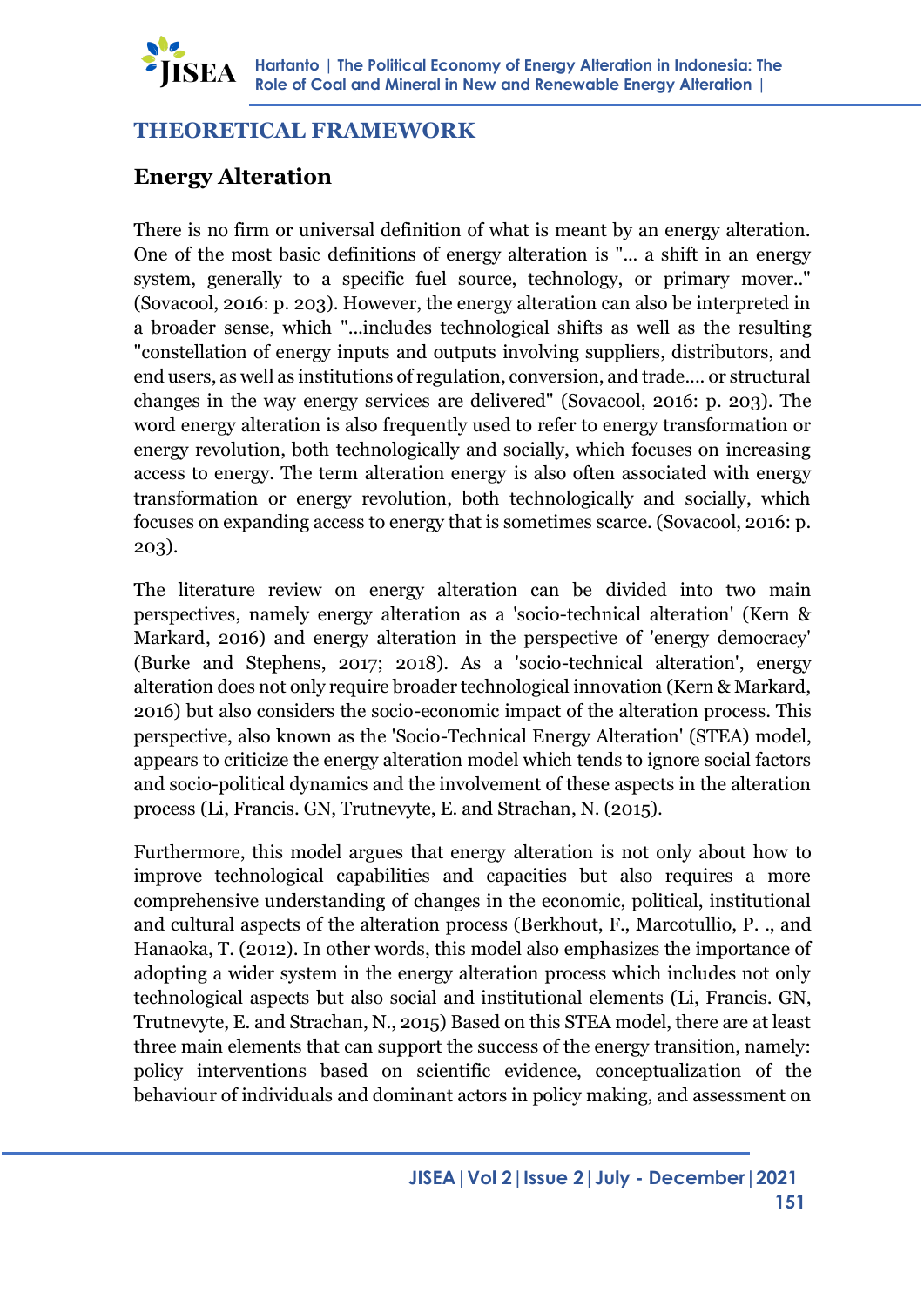## THEORETICAL FRAMEWORK

### Energy Alteration

There is no firm or universal definition of what is meant by an energy alteration. One of the most basic definitions of energy alteration is "... a shift in an energy system, generally to a specific fuel source, technology, or primary mover.." (Sovacool, 2016: p. 203). However, the energy alteration can also be interpreted in a broader sense, which "...includes technological shifts as well as the resulting "constellation of energy inputs and outputs involving suppliers, distributors, and end users, as well as institutions of regulation, conversion, and trade.... or structural changes in the way energy services are delivered" (Sovacool, 2016: p. 203). The word energy alteration is also frequently used to refer to energy transformation or energy revolution, both technologically and socially, which focuses on increasing access to energy. The term alteration energy is also often associated with energy transformation or energy revolution, both technologically and socially, which focuses on expanding access to energy that is sometimes scarce. (Sovacool, 2016: p. 203).

The literature review on energy alteration can be divided into two main perspectives, namely energy alteration as a 'socio-technical alteration' (Kern & Markard, 2016) and energy alteration in the perspective of 'energy democracy' (Burke and Stephens, 2017; 2018). As a 'socio-technical alteration', energy alteration does not only require broader technological innovation (Kern & Markard, 2016) but also considers the socio-economic impact of the alteration process. This perspective, also known as the 'Socio-Technical Energy Alteration' (STEA) model, appears to criticize the energy alteration model which tends to ignore social factors and socio-political dynamics and the involvement of these aspects in the alteration process (Li, Francis. GN, Trutnevyte, E. and Strachan, N. (2015).

Furthermore, this model argues that energy alteration is not only about how to improve technological capabilities and capacities but also requires a more comprehensive understanding of changes in the economic, political, institutional and cultural aspects of the alteration process (Berkhout, F., Marcotullio, P. ., and Hanaoka, T. (2012). In other words, this model also emphasizes the importance of adopting a wider system in the energy alteration process which includes not only technological aspects but also social and institutional elements (Li, Francis. GN, Trutnevyte, E. and Strachan, N., 2015) Based on this STEA model, there are at least three main elements that can support the success of the energy transition, namely: policy interventions based on scientific evidence, conceptualization of the behaviour of individuals and dominant actors in policy making, and assessment on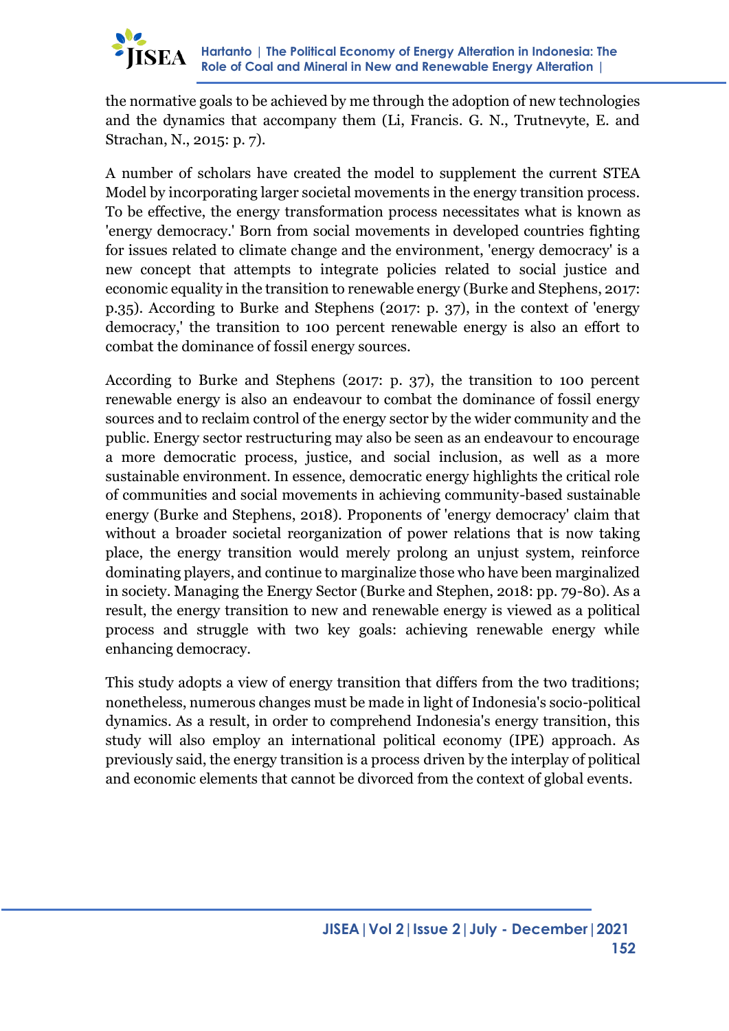the normative goals to be achieved by me through the adoption of new technologies and the dynamics that accompany them (Li, Francis. G. N., Trutnevyte, E. and Strachan, N., 2015: p. 7).

A number of scholars have created the model to supplement the current STEA Model by incorporating larger societal movements in the energy transition process. To be effective, the energy transformation process necessitates what is known as 'energy democracy.' Born from social movements in developed countries fighting for issues related to climate change and the environment, 'energy democracy' is a new concept that attempts to integrate policies related to social justice and economic equality in the transition to renewable energy (Burke and Stephens, 2017: p.35). According to Burke and Stephens (2017: p. 37), in the context of 'energy democracy,' the transition to 100 percent renewable energy is also an effort to combat the dominance of fossil energy sources.

According to Burke and Stephens (2017: p. 37), the transition to 100 percent renewable energy is also an endeavour to combat the dominance of fossil energy sources and to reclaim control of the energy sector by the wider community and the public. Energy sector restructuring may also be seen as an endeavour to encourage a more democratic process, justice, and social inclusion, as well as a more sustainable environment. In essence, democratic energy highlights the critical role of communities and social movements in achieving community-based sustainable energy (Burke and Stephens, 2018). Proponents of 'energy democracy' claim that without a broader societal reorganization of power relations that is now taking place, the energy transition would merely prolong an unjust system, reinforce dominating players, and continue to marginalize those who have been marginalized in society. Managing the Energy Sector (Burke and Stephen, 2018: pp. 79-80). As a result, the energy transition to new and renewable energy is viewed as a political process and struggle with two key goals: achieving renewable energy while enhancing democracy.

This study adopts a view of energy transition that differs from the two traditions; nonetheless, numerous changes must be made in light of Indonesia's socio-political dynamics. As a result, in order to comprehend Indonesia's energy transition, this study will also employ an international political economy (IPE) approach. As previously said, the energy transition is a process driven by the interplay of political and economic elements that cannot be divorced from the context of global events.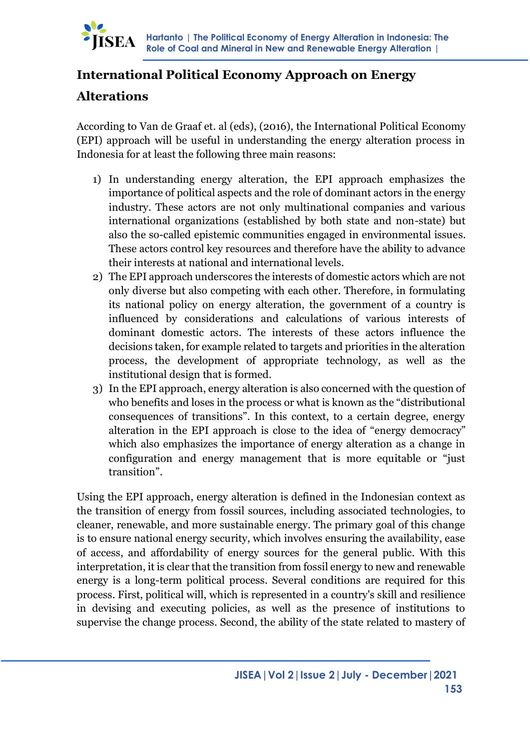## International Political Economy Approach on Energy Alterations

According to Van de Graaf et. al (eds), (2016), the International Political Economy (EPI) approach will be useful in understanding the energy alteration process in Indonesia for at least the following three main reasons:

1) In understanding energy alteration, the EPI approach emphasizes the importance of political aspects and the role of dominant actors in the energy industry. These actors are not only multinational companies and various international organizations (established by both state and non-state) but also the so-called epistemic communities engaged in environmental issues. These actors control key resources and therefore have the ability to advance their interests at national and international levels.
2) The EPI approach underscores the interests of domestic actors which are not only diverse but also competing with each other. Therefore, in formulating its national policy on energy alteration, the government of a country is influenced by considerations and calculations of various interests of dominant domestic actors. The interests of these actors influence the decisions taken, for example related to targets and priorities in the alteration process, the development of appropriate technology, as well as the institutional design that is formed.
3) In the EPI approach, energy alteration is also concerned with the question of who benefits and loses in the process or what is known as the "distributional consequences of transitions". In this context, to a certain degree, energy alteration in the EPI approach is close to the idea of "energy democracy" which also emphasizes the importance of energy alteration as a change in configuration and energy management that is more equitable or "just transition".

Using the EPI approach, energy alteration is defined in the Indonesian context as the transition of energy from fossil sources, including associated technologies, to cleaner, renewable, and more sustainable energy. The primary goal of this change is to ensure national energy security, which involves ensuring the availability, ease of access, and affordability of energy sources for the general public. With this interpretation, it is clear that the transition from fossil energy to new and renewable energy is a long-term political process. Several conditions are required for this process. First, political will, which is represented in a country's skill and resilience in devising and executing policies, as well as the presence of institutions to supervise the change process. Second, the ability of the state related to mastery of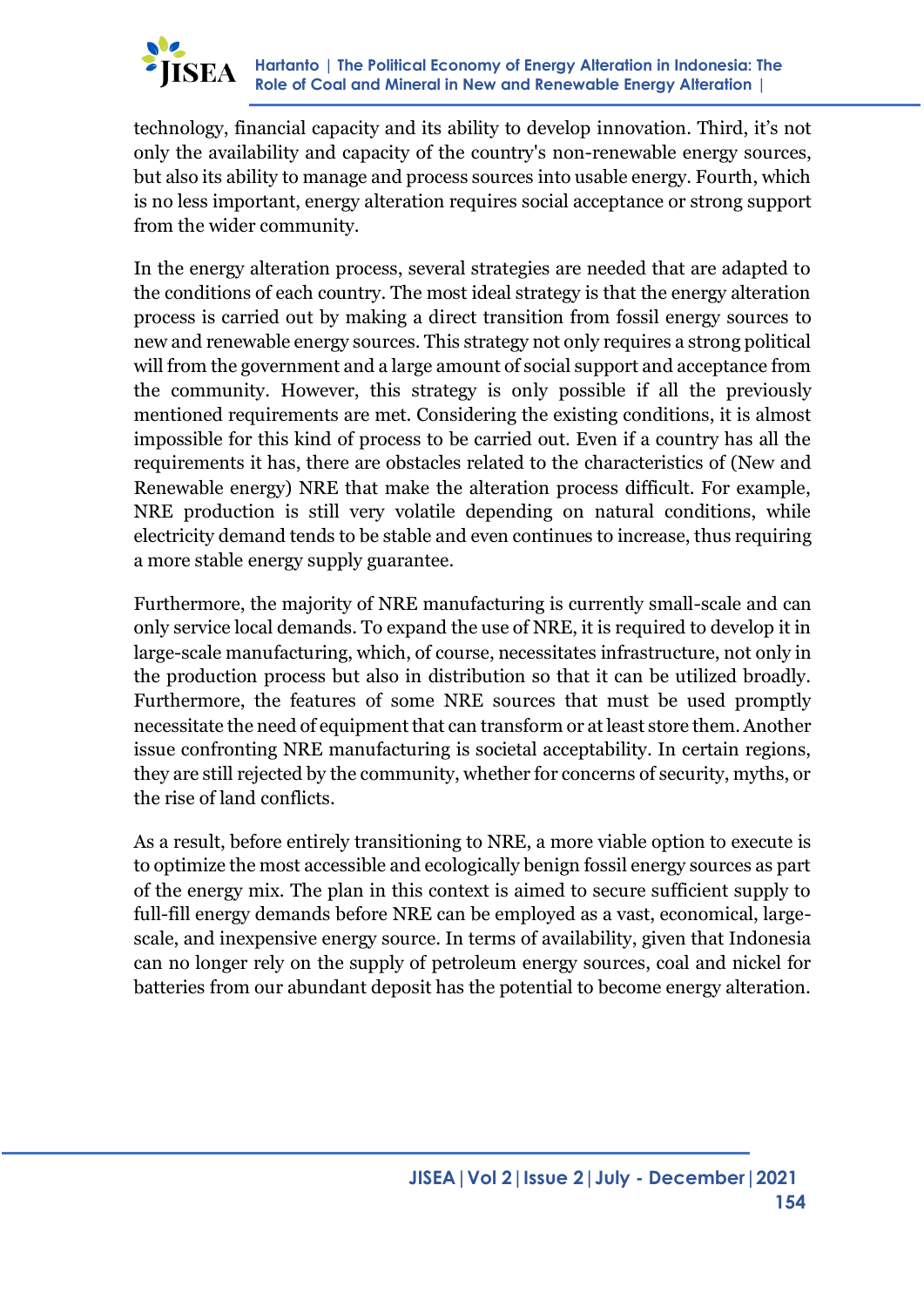technology, financial capacity and its ability to develop innovation. Third, it's not only the availability and capacity of the country's non-renewable energy sources, but also its ability to manage and process sources into usable energy. Fourth, which is no less important, energy alteration requires social acceptance or strong support from the wider community.

In the energy alteration process, several strategies are needed that are adapted to the conditions of each country. The most ideal strategy is that the energy alteration process is carried out by making a direct transition from fossil energy sources to new and renewable energy sources. This strategy not only requires a strong political will from the government and a large amount of social support and acceptance from the community. However, this strategy is only possible if all the previously mentioned requirements are met. Considering the existing conditions, it is almost impossible for this kind of process to be carried out. Even if a country has all the requirements it has, there are obstacles related to the characteristics of (New and Renewable energy) NRE that make the alteration process difficult. For example, NRE production is still very volatile depending on natural conditions, while electricity demand tends to be stable and even continues to increase, thus requiring a more stable energy supply guarantee.

Furthermore, the majority of NRE manufacturing is currently small-scale and can only service local demands. To expand the use of NRE, it is required to develop it in large-scale manufacturing, which, of course, necessitates infrastructure, not only in the production process but also in distribution so that it can be utilized broadly. Furthermore, the features of some NRE sources that must be used promptly necessitate the need of equipment that can transform or at least store them. Another issue confronting NRE manufacturing is societal acceptability. In certain regions, they are still rejected by the community, whether for concerns of security, myths, or the rise of land conflicts.

As a result, before entirely transitioning to NRE, a more viable option to execute is to optimize the most accessible and ecologically benign fossil energy sources as part of the energy mix. The plan in this context is aimed to secure sufficient supply to full-fill energy demands before NRE can be employed as a vast, economical, large-scale, and inexpensive energy source. In terms of availability, given that Indonesia can no longer rely on the supply of petroleum energy sources, coal and nickel for batteries from our abundant deposit has the potential to become energy alteration.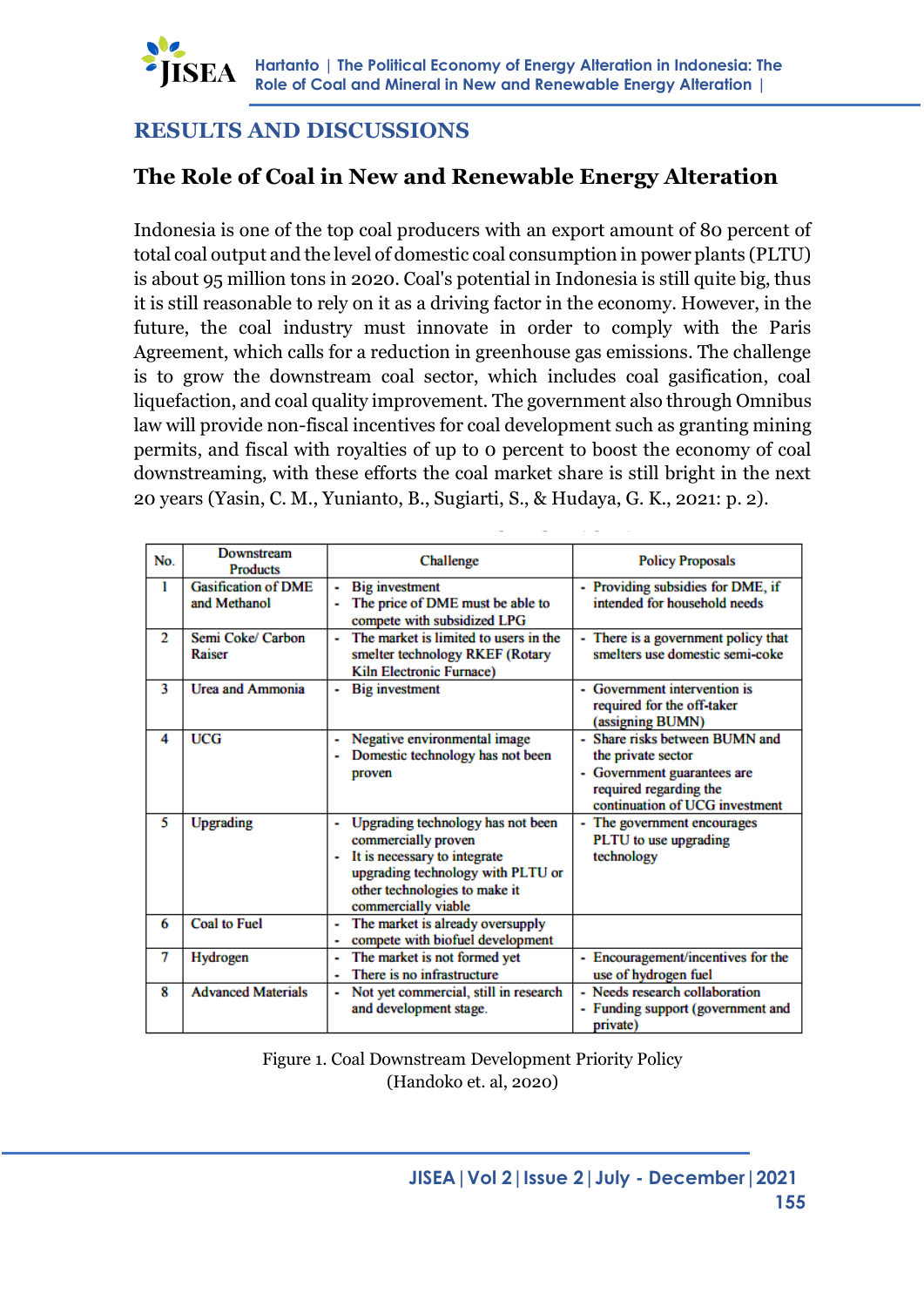## RESULTS AND DISCUSSIONS

### The Role of Coal in New and Renewable Energy Alteration

Indonesia is one of the top coal producers with an export amount of 80 percent of total coal output and the level of domestic coal consumption in power plants (PLTU) is about 95 million tons in 2020. Coal's potential in Indonesia is still quite big, thus it is still reasonable to rely on it as a driving factor in the economy. However, in the future, the coal industry must innovate in order to comply with the Paris Agreement, which calls for a reduction in greenhouse gas emissions. The challenge is to grow the downstream coal sector, which includes coal gasification, coal liquefaction, and coal quality improvement. The government also through Omnibus law will provide non-fiscal incentives for coal development such as granting mining permits, and fiscal with royalties of up to 0 percent to boost the economy of coal downstreaming, with these efforts the coal market share is still bright in the next 20 years (Yasin, C. M., Yunianto, B., Sugiarti, S., & Hudaya, G. K., 2021: p. 2).

| No. | Downstream Products | Challenge | Policy Proposals |
|---|---|---|---|
| 1 | Gasification of DME and Methanol | - Big investment<br>- The price of DME must be able to compete with subsidized LPG | - Providing subsidies for DME, if intended for household needs |
| 2 | Semi Coke/ Carbon Raiser | - The market is limited to users in the smelter technology RKEF (Rotary Kiln Electronic Furnace) | - There is a government policy that smelters use domestic semi-coke |
| 3 | Urea and Ammonia | - Big investment | - Government intervention is required for the off-taker (assigning BUMN) |
| 4 | UCG | - Negative environmental image<br>- Domestic technology has not been proven | - Share risks between BUMN and the private sector<br>- Government guarantees are required regarding the continuation of UCG investment |
| 5 | Upgrading | - Upgrading technology has not been commercially proven<br>- It is necessary to integrate upgrading technology with PLTU or other technologies to make it commercially viable | - The government encourages PLTU to use upgrading technology |
| 6 | Coal to Fuel | - The market is already oversupply<br>- compete with biofuel development | |
| 7 | Hydrogen | - The market is not formed yet<br>- There is no infrastructure | - Encouragement/incentives for the use of hydrogen fuel |
| 8 | Advanced Materials | - Not yet commercial, still in research and development stage. | - Needs research collaboration<br>- Funding support (government and private) |

Figure 1. Coal Downstream Development Priority Policy
(Handoko et. al, 2020)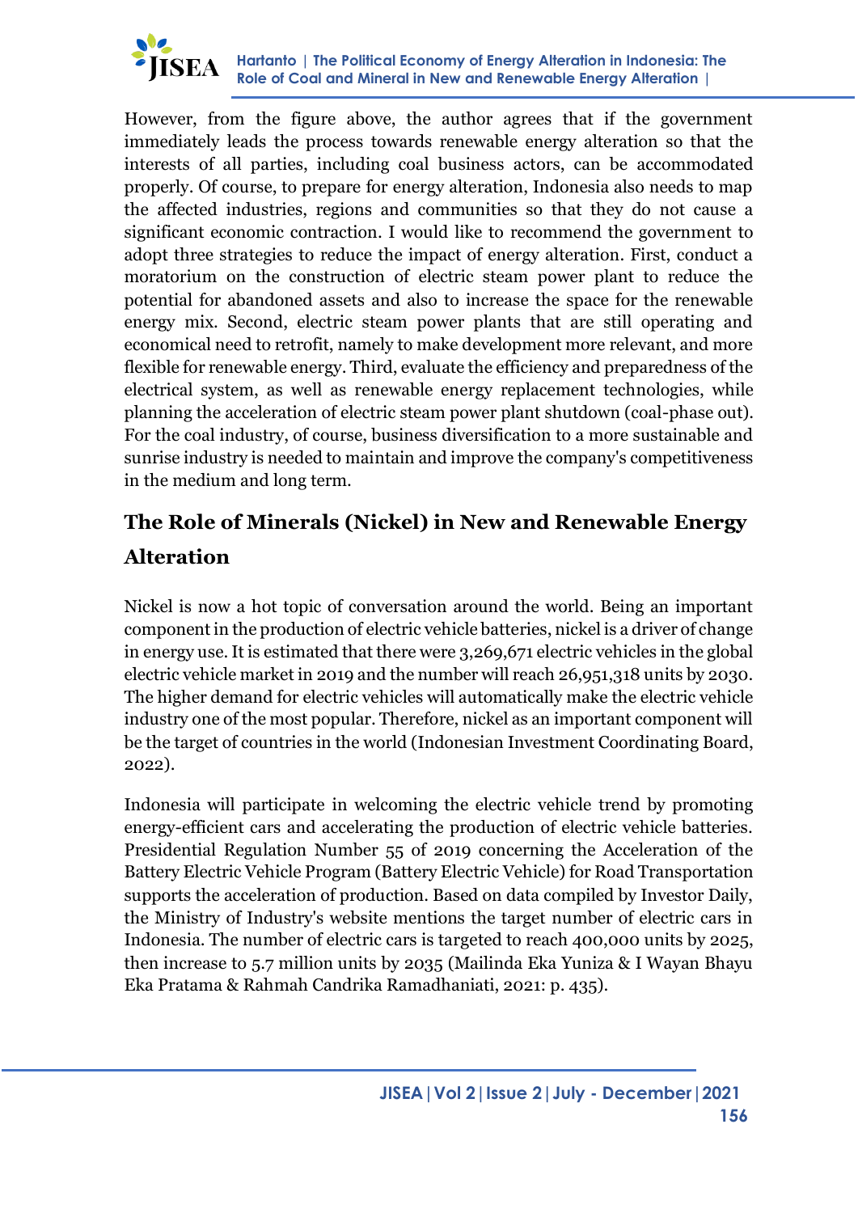However, from the figure above, the author agrees that if the government immediately leads the process towards renewable energy alteration so that the interests of all parties, including coal business actors, can be accommodated properly. Of course, to prepare for energy alteration, Indonesia also needs to map the affected industries, regions and communities so that they do not cause a significant economic contraction. I would like to recommend the government to adopt three strategies to reduce the impact of energy alteration. First, conduct a moratorium on the construction of electric steam power plant to reduce the potential for abandoned assets and also to increase the space for the renewable energy mix. Second, electric steam power plants that are still operating and economical need to retrofit, namely to make development more relevant, and more flexible for renewable energy. Third, evaluate the efficiency and preparedness of the electrical system, as well as renewable energy replacement technologies, while planning the acceleration of electric steam power plant shutdown (coal-phase out). For the coal industry, of course, business diversification to a more sustainable and sunrise industry is needed to maintain and improve the company's competitiveness in the medium and long term.

## The Role of Minerals (Nickel) in New and Renewable Energy Alteration

Nickel is now a hot topic of conversation around the world. Being an important component in the production of electric vehicle batteries, nickel is a driver of change in energy use. It is estimated that there were 3,269,671 electric vehicles in the global electric vehicle market in 2019 and the number will reach 26,951,318 units by 2030. The higher demand for electric vehicles will automatically make the electric vehicle industry one of the most popular. Therefore, nickel as an important component will be the target of countries in the world (Indonesian Investment Coordinating Board, 2022).

Indonesia will participate in welcoming the electric vehicle trend by promoting energy-efficient cars and accelerating the production of electric vehicle batteries. Presidential Regulation Number 55 of 2019 concerning the Acceleration of the Battery Electric Vehicle Program (Battery Electric Vehicle) for Road Transportation supports the acceleration of production. Based on data compiled by Investor Daily, the Ministry of Industry's website mentions the target number of electric cars in Indonesia. The number of electric cars is targeted to reach 400,000 units by 2025, then increase to 5.7 million units by 2035 (Mailinda Eka Yuniza & I Wayan Bhayu Eka Pratama & Rahmah Candrika Ramadhaniati, 2021: p. 435).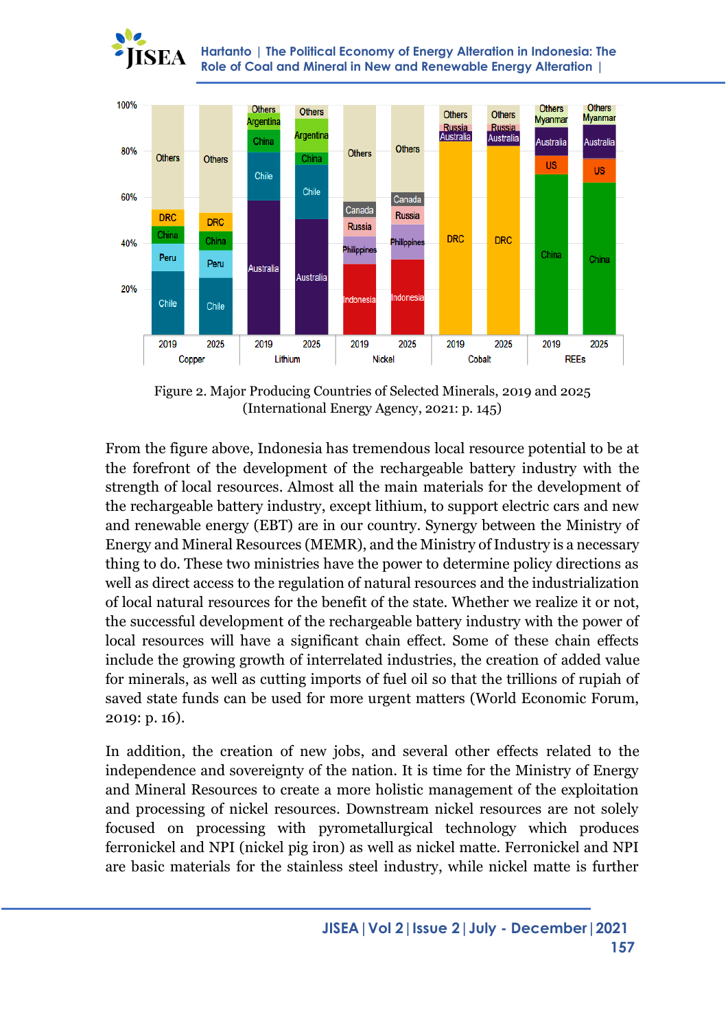Figure 2. Major Producing Countries of Selected Minerals, 2019 and 2025 (International Energy Agency, 2021: p. 145)

From the figure above, Indonesia has tremendous local resource potential to be at the forefront of the development of the rechargeable battery industry with the strength of local resources. Almost all the main materials for the development of the rechargeable battery industry, except lithium, to support electric cars and new and renewable energy (EBT) are in our country. Synergy between the Ministry of Energy and Mineral Resources (MEMR), and the Ministry of Industry is a necessary thing to do. These two ministries have the power to determine policy directions as well as direct access to the regulation of natural resources and the industrialization of local natural resources for the benefit of the state. Whether we realize it or not, the successful development of the rechargeable battery industry with the power of local resources will have a significant chain effect. Some of these chain effects include the growing growth of interrelated industries, the creation of added value for minerals, as well as cutting imports of fuel oil so that the trillions of rupiah of saved state funds can be used for more urgent matters (World Economic Forum, 2019: p. 16).

In addition, the creation of new jobs, and several other effects related to the independence and sovereignty of the nation. It is time for the Ministry of Energy and Mineral Resources to create a more holistic management of the exploitation and processing of nickel resources. Downstream nickel resources are not solely focused on processing with pyrometallurgical technology which produces ferronickel and NPI (nickel pig iron) as well as nickel matte. Ferronickel and NPI are basic materials for the stainless steel industry, while nickel matte is further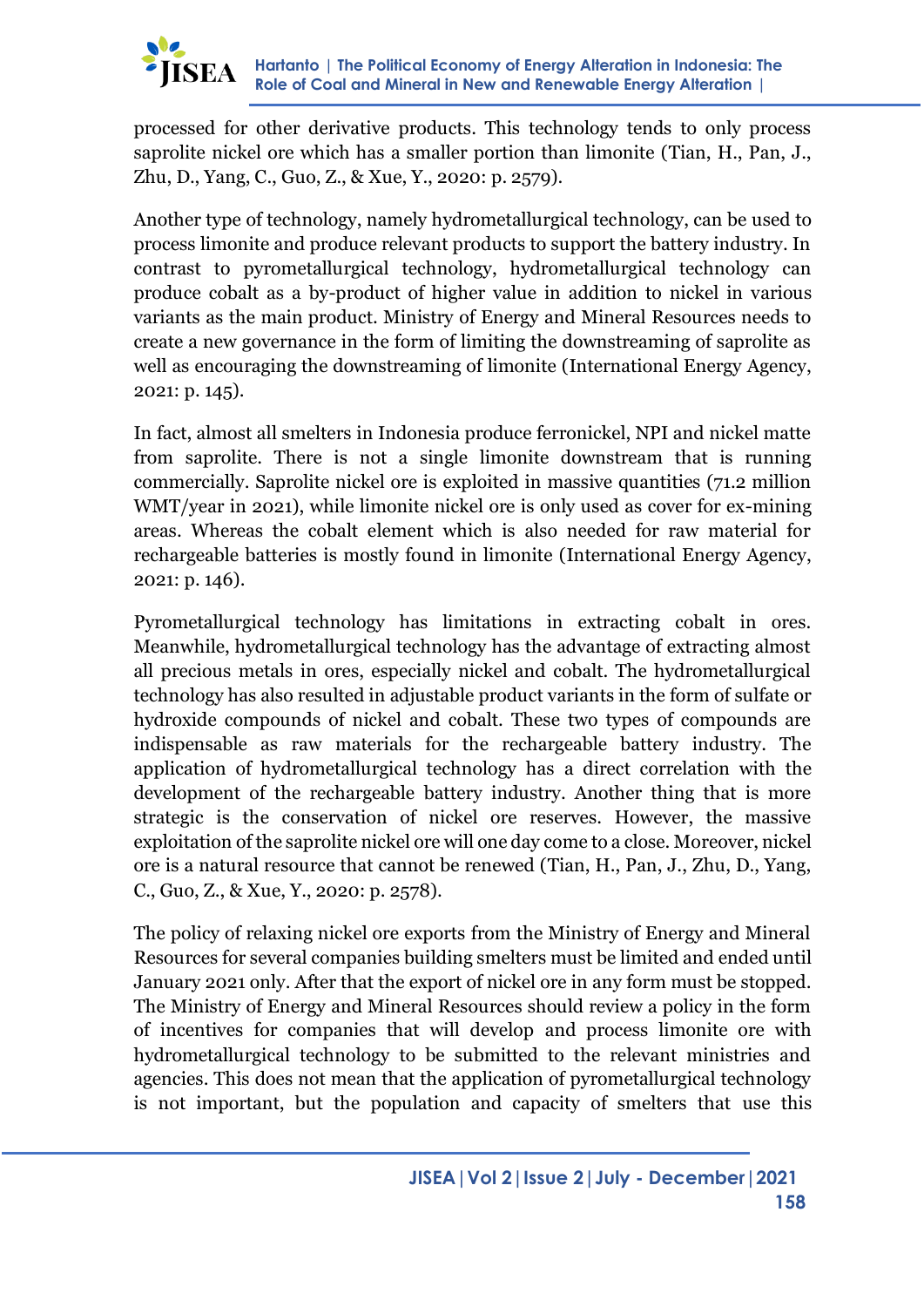processed for other derivative products. This technology tends to only process saprolite nickel ore which has a smaller portion than limonite (Tian, H., Pan, J., Zhu, D., Yang, C., Guo, Z., & Xue, Y., 2020: p. 2579).

Another type of technology, namely hydrometallurgical technology, can be used to process limonite and produce relevant products to support the battery industry. In contrast to pyrometallurgical technology, hydrometallurgical technology can produce cobalt as a by-product of higher value in addition to nickel in various variants as the main product. Ministry of Energy and Mineral Resources needs to create a new governance in the form of limiting the downstreaming of saprolite as well as encouraging the downstreaming of limonite (International Energy Agency, 2021: p. 145).

In fact, almost all smelters in Indonesia produce ferronickel, NPI and nickel matte from saprolite. There is not a single limonite downstream that is running commercially. Saprolite nickel ore is exploited in massive quantities (71.2 million WMT/year in 2021), while limonite nickel ore is only used as cover for ex-mining areas. Whereas the cobalt element which is also needed for raw material for rechargeable batteries is mostly found in limonite (International Energy Agency, 2021: p. 146).

Pyrometallurgical technology has limitations in extracting cobalt in ores. Meanwhile, hydrometallurgical technology has the advantage of extracting almost all precious metals in ores, especially nickel and cobalt. The hydrometallurgical technology has also resulted in adjustable product variants in the form of sulfate or hydroxide compounds of nickel and cobalt. These two types of compounds are indispensable as raw materials for the rechargeable battery industry. The application of hydrometallurgical technology has a direct correlation with the development of the rechargeable battery industry. Another thing that is more strategic is the conservation of nickel ore reserves. However, the massive exploitation of the saprolite nickel ore will one day come to a close. Moreover, nickel ore is a natural resource that cannot be renewed (Tian, H., Pan, J., Zhu, D., Yang, C., Guo, Z., & Xue, Y., 2020: p. 2578).

The policy of relaxing nickel ore exports from the Ministry of Energy and Mineral Resources for several companies building smelters must be limited and ended until January 2021 only. After that the export of nickel ore in any form must be stopped. The Ministry of Energy and Mineral Resources should review a policy in the form of incentives for companies that will develop and process limonite ore with hydrometallurgical technology to be submitted to the relevant ministries and agencies. This does not mean that the application of pyrometallurgical technology is not important, but the population and capacity of smelters that use this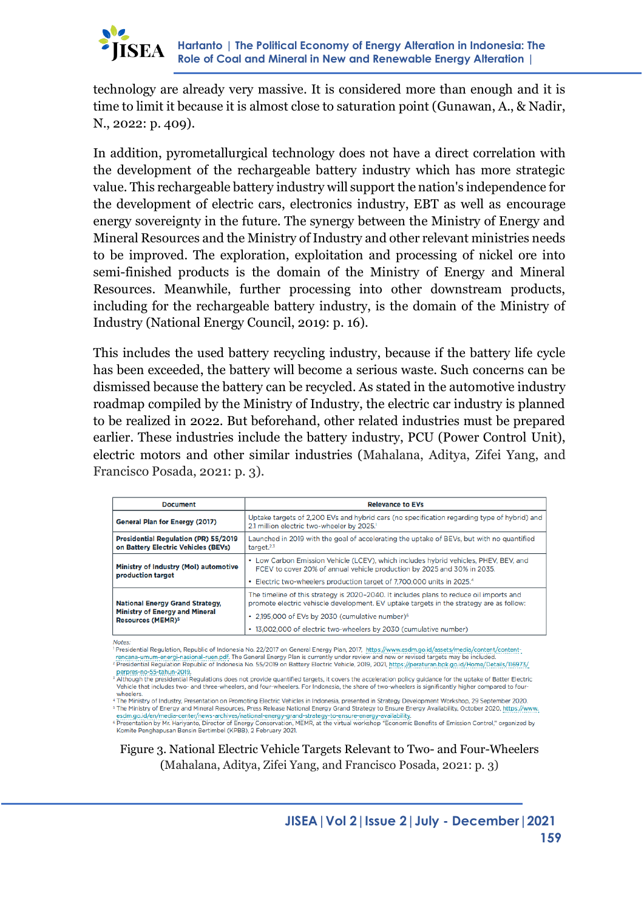technology are already very massive. It is considered more than enough and it is time to limit it because it is almost close to saturation point (Gunawan, A., & Nadir, N., 2022: p. 409).

In addition, pyrometallurgical technology does not have a direct correlation with the development of the rechargeable battery industry which has more strategic value. This rechargeable battery industry will support the nation's independence for the development of electric cars, electronics industry, EBT as well as encourage energy sovereignty in the future. The synergy between the Ministry of Energy and Mineral Resources and the Ministry of Industry and other relevant ministries needs to be improved. The exploration, exploitation and processing of nickel ore into semi-finished products is the domain of the Ministry of Energy and Mineral Resources. Meanwhile, further processing into other downstream products, including for the rechargeable battery industry, is the domain of the Ministry of Industry (National Energy Council, 2019: p. 16).

This includes the used battery recycling industry, because if the battery life cycle has been exceeded, the battery will become a serious waste. Such concerns can be dismissed because the battery can be recycled. As stated in the automotive industry roadmap compiled by the Ministry of Industry, the electric car industry is planned to be realized in 2022. But beforehand, other related industries must be prepared earlier. These industries include the battery industry, PCU (Power Control Unit), electric motors and other similar industries (Mahalana, Aditya, Zifei Yang, and Francisco Posada, 2021: p. 3).

| Document | Relevance to EVs |
|---|---|
| **General Plan for Energy (2017)** | Uptake targets of 2,200 EVs and hybrid cars (no specification regarding type of hybrid) and 2.1 million electric two-wheeler by 2025.[1] |
| **Presidential Regulation (PR) 55/2019 on Battery Electric Vehicles (BEVs)** | Launched in 2019 with the goal of accelerating the uptake of BEVs, but with no quantified target.[2,3] |
| **Ministry of Industry (MoI) automotive production target** | • Low Carbon Emission Vehicle (LCEV), which includes hybrid vehicles, PHEV, BEV, and FCEV to cover 20% of annual vehicle production by 2025 and 30% in 2035. • Electric two-wheelers production target of 7,700,000 units in 2025.[4] |
| **National Energy Grand Strategy, Ministry of Energy and Mineral Resources (MEMR)[5]** | The timeline of this strategy is 2020-2040. It includes plans to reduce oil imports and promote electric vehicle development. EV uptake targets in the strategy are as follow: • 2,195,000 of EVs by 2030 (cumulative number)[6] • 13,002,000 of electric two-wheelers by 2030 (cumulative number) |

*Notes:*
[1] Presidential Regulation, Republic of Indonesia No. 22/2017 on General Energy Plan, 2017, https://www.esdm.go.id/assets/media/content/content-rencana-umum-energi-nasional-ruen.pdf. The General Energy Plan is currently under review and new or revised targets may be included.
[2] Presidential Regulation Republic of Indonesia No. 55/2019 on Battery Electric Vehicle, 2019, 2021, https://peraturan.bpk.go.id/Home/Details/116973/perpres-no-55-tahun-2019.
[3] Although the presidential Regulations does not provide quantified targets, it covers the acceleration policy guidance for the uptake of Batter Electric Vehicle that includes two- and three-wheelers, and four-wheelers. For Indonesia, the share of two-wheelers is significantly higher compared to four-wheelers.
[4] The Ministry of Industry, Presentation on Promoting Electric Vehicles in Indonesia, presented in Strategy Development Workshop, 29 September 2020.
[5] The Ministry of Energy and Mineral Resources, Press Release National Energy Grand Strategy to Ensure Energy Availability, October 2020, https://www.esdm.go.id/en/media-center/news-archives/national-energy-grand-strategy-to-ensure-energy-availability.
[6] Presentation by Mr. Hariyanto, Director of Energy Conservation, MEMR, at the virtual workshop "Economic Benefits of Emission Control," organized by Komite Penghapusan Bensin Bertimbel (KPBB), 2 February 2021.

Figure 3. National Electric Vehicle Targets Relevant to Two- and Four-Wheelers (Mahalana, Aditya, Zifei Yang, and Francisco Posada, 2021: p. 3)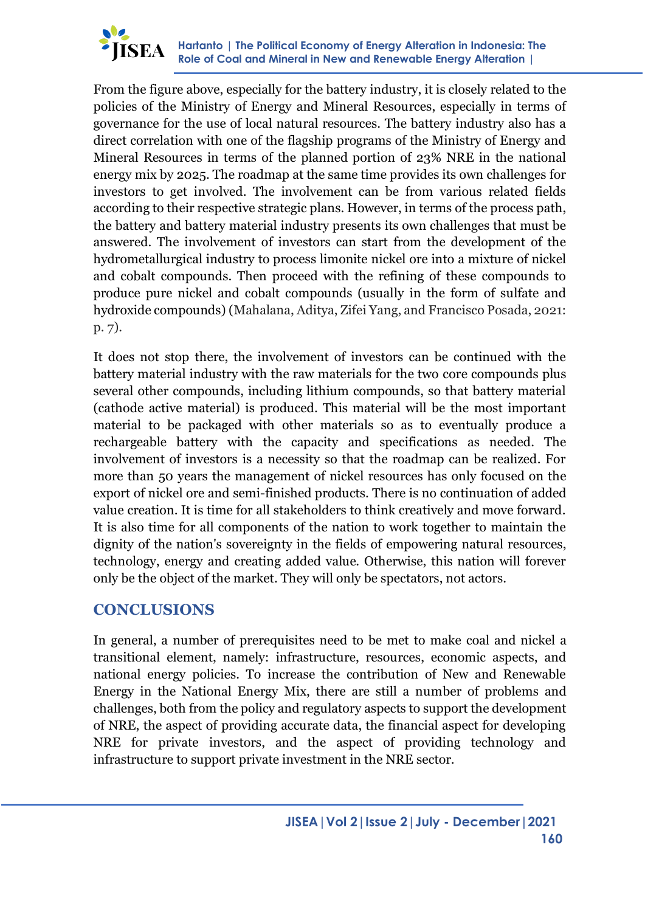From the figure above, especially for the battery industry, it is closely related to the policies of the Ministry of Energy and Mineral Resources, especially in terms of governance for the use of local natural resources. The battery industry also has a direct correlation with one of the flagship programs of the Ministry of Energy and Mineral Resources in terms of the planned portion of 23% NRE in the national energy mix by 2025. The roadmap at the same time provides its own challenges for investors to get involved. The involvement can be from various related fields according to their respective strategic plans. However, in terms of the process path, the battery and battery material industry presents its own challenges that must be answered. The involvement of investors can start from the development of the hydrometallurgical industry to process limonite nickel ore into a mixture of nickel and cobalt compounds. Then proceed with the refining of these compounds to produce pure nickel and cobalt compounds (usually in the form of sulfate and hydroxide compounds) (Mahalana, Aditya, Zifei Yang, and Francisco Posada, 2021: p. 7).

It does not stop there, the involvement of investors can be continued with the battery material industry with the raw materials for the two core compounds plus several other compounds, including lithium compounds, so that battery material (cathode active material) is produced. This material will be the most important material to be packaged with other materials so as to eventually produce a rechargeable battery with the capacity and specifications as needed. The involvement of investors is a necessity so that the roadmap can be realized. For more than 50 years the management of nickel resources has only focused on the export of nickel ore and semi-finished products. There is no continuation of added value creation. It is time for all stakeholders to think creatively and move forward. It is also time for all components of the nation to work together to maintain the dignity of the nation's sovereignty in the fields of empowering natural resources, technology, energy and creating added value. Otherwise, this nation will forever only be the object of the market. They will only be spectators, not actors.

## CONCLUSIONS

In general, a number of prerequisites need to be met to make coal and nickel a transitional element, namely: infrastructure, resources, economic aspects, and national energy policies. To increase the contribution of New and Renewable Energy in the National Energy Mix, there are still a number of problems and challenges, both from the policy and regulatory aspects to support the development of NRE, the aspect of providing accurate data, the financial aspect for developing NRE for private investors, and the aspect of providing technology and infrastructure to support private investment in the NRE sector.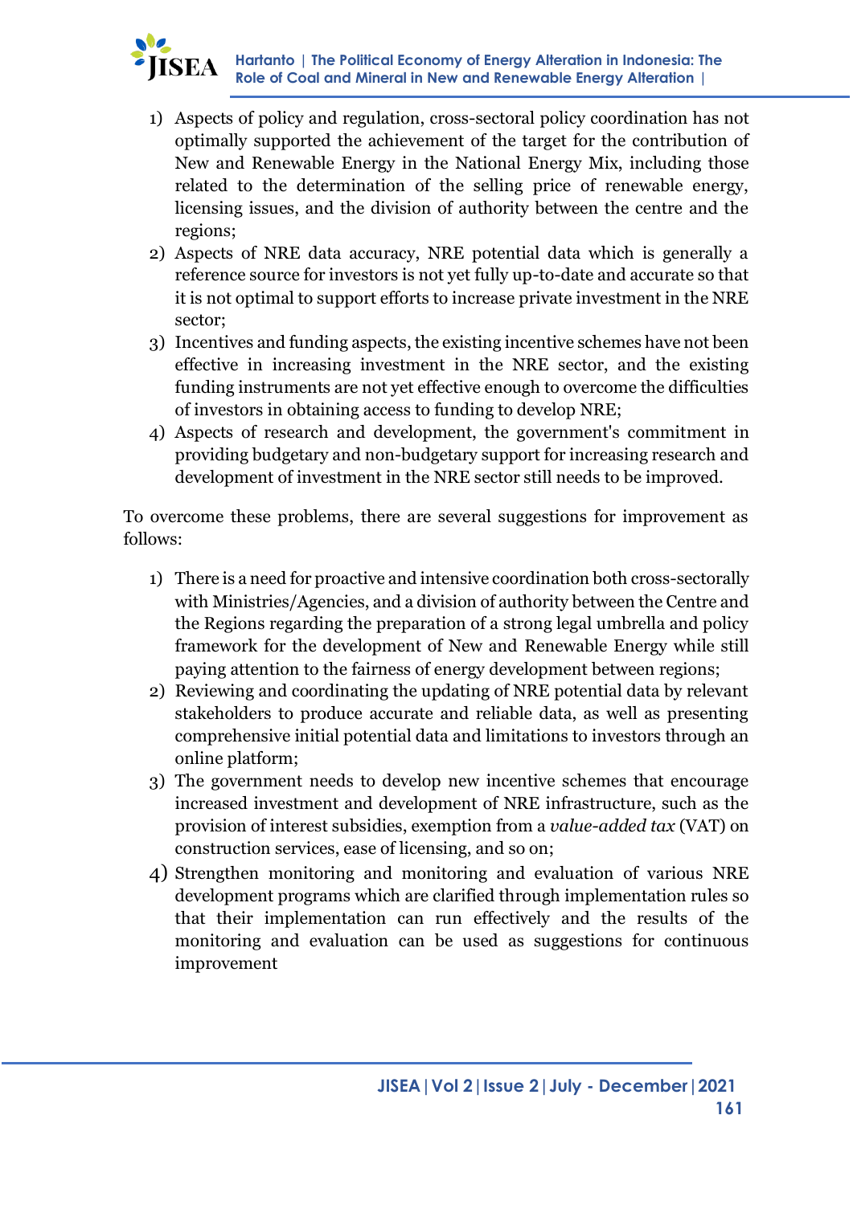1) Aspects of policy and regulation, cross-sectoral policy coordination has not optimally supported the achievement of the target for the contribution of New and Renewable Energy in the National Energy Mix, including those related to the determination of the selling price of renewable energy, licensing issues, and the division of authority between the centre and the regions;
2) Aspects of NRE data accuracy, NRE potential data which is generally a reference source for investors is not yet fully up-to-date and accurate so that it is not optimal to support efforts to increase private investment in the NRE sector;
3) Incentives and funding aspects, the existing incentive schemes have not been effective in increasing investment in the NRE sector, and the existing funding instruments are not yet effective enough to overcome the difficulties of investors in obtaining access to funding to develop NRE;
4) Aspects of research and development, the government's commitment in providing budgetary and non-budgetary support for increasing research and development of investment in the NRE sector still needs to be improved.

To overcome these problems, there are several suggestions for improvement as follows:

1) There is a need for proactive and intensive coordination both cross-sectorally with Ministries/Agencies, and a division of authority between the Centre and the Regions regarding the preparation of a strong legal umbrella and policy framework for the development of New and Renewable Energy while still paying attention to the fairness of energy development between regions;
2) Reviewing and coordinating the updating of NRE potential data by relevant stakeholders to produce accurate and reliable data, as well as presenting comprehensive initial potential data and limitations to investors through an online platform;
3) The government needs to develop new incentive schemes that encourage increased investment and development of NRE infrastructure, such as the provision of interest subsidies, exemption from a *value-added tax* (VAT) on construction services, ease of licensing, and so on;
4) Strengthen monitoring and monitoring and evaluation of various NRE development programs which are clarified through implementation rules so that their implementation can run effectively and the results of the monitoring and evaluation can be used as suggestions for continuous improvement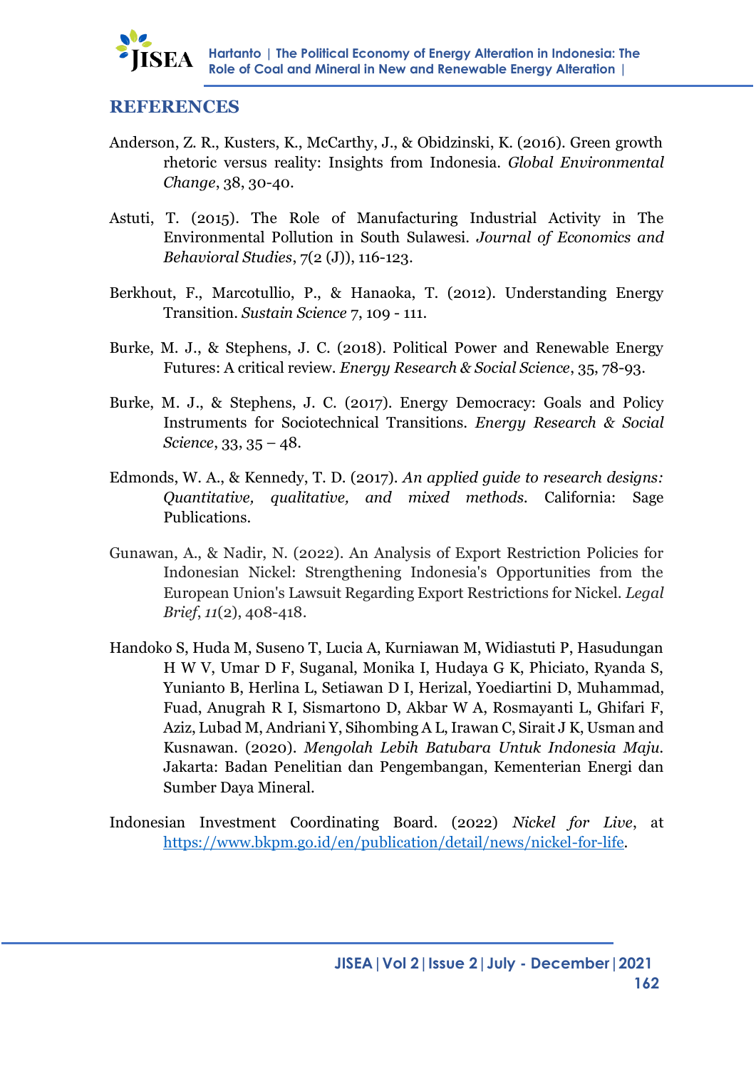## REFERENCES

Anderson, Z. R., Kusters, K., McCarthy, J., & Obidzinski, K. (2016). Green growth rhetoric versus reality: Insights from Indonesia. *Global Environmental Change*, 38, 30-40.

Astuti, T. (2015). The Role of Manufacturing Industrial Activity in The Environmental Pollution in South Sulawesi. *Journal of Economics and Behavioral Studies*, 7(2 (J)), 116-123.

Berkhout, F., Marcotullio, P., & Hanaoka, T. (2012). Understanding Energy Transition. *Sustain Science* 7, 109 - 111.

Burke, M. J., & Stephens, J. C. (2018). Political Power and Renewable Energy Futures: A critical review. *Energy Research & Social Science*, 35, 78-93.

Burke, M. J., & Stephens, J. C. (2017). Energy Democracy: Goals and Policy Instruments for Sociotechnical Transitions. *Energy Research & Social Science*, 33, 35 – 48.

Edmonds, W. A., & Kennedy, T. D. (2017). *An applied guide to research designs: Quantitative, qualitative, and mixed methods*. California: Sage Publications.

Gunawan, A., & Nadir, N. (2022). An Analysis of Export Restriction Policies for Indonesian Nickel: Strengthening Indonesia's Opportunities from the European Union's Lawsuit Regarding Export Restrictions for Nickel. *Legal Brief*, *11*(2), 408-418.

Handoko S, Huda M, Suseno T, Lucia A, Kurniawan M, Widiastuti P, Hasudungan H W V, Umar D F, Suganal, Monika I, Hudaya G K, Phiciato, Ryanda S, Yunianto B, Herlina L, Setiawan D I, Herizal, Yoediartini D, Muhammad, Fuad, Anugrah R I, Sismartono D, Akbar W A, Rosmayanti L, Ghifari F, Aziz, Lubad M, Andriani Y, Sihombing A L, Irawan C, Sirait J K, Usman and Kusnawan. (2020). *Mengolah Lebih Batubara Untuk Indonesia Maju*. Jakarta: Badan Penelitian dan Pengembangan, Kementerian Energi dan Sumber Daya Mineral.

Indonesian Investment Coordinating Board. (2022) *Nickel for Live*, at https://www.bkpm.go.id/en/publication/detail/news/nickel-for-life.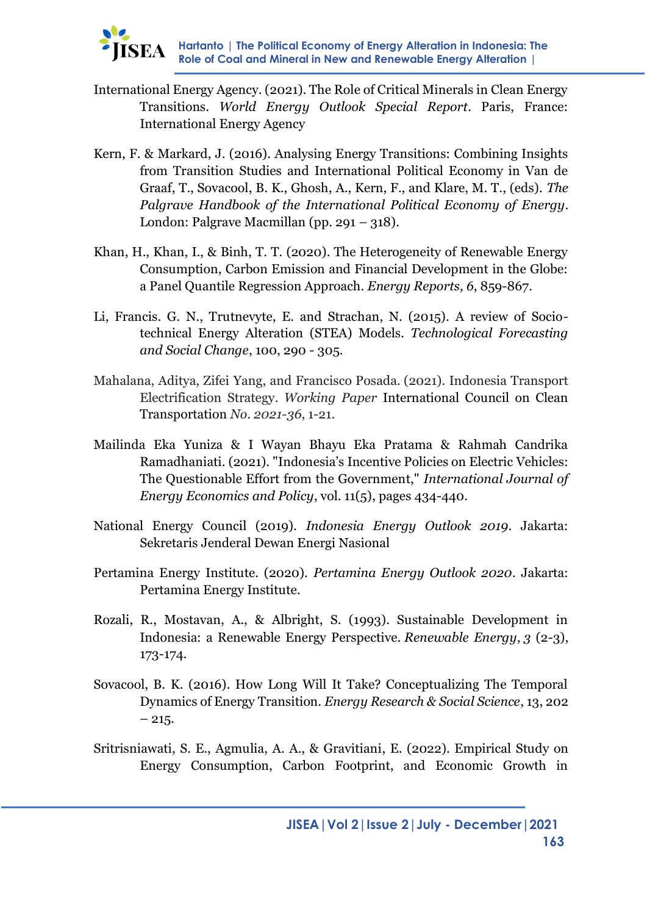International Energy Agency. (2021). The Role of Critical Minerals in Clean Energy Transitions. *World Energy Outlook Special Report*. Paris, France: International Energy Agency

Kern, F. & Markard, J. (2016). Analysing Energy Transitions: Combining Insights from Transition Studies and International Political Economy in Van de Graaf, T., Sovacool, B. K., Ghosh, A., Kern, F., and Klare, M. T., (eds). *The Palgrave Handbook of the International Political Economy of Energy*. London: Palgrave Macmillan (pp. 291 – 318).

Khan, H., Khan, I., & Binh, T. T. (2020). The Heterogeneity of Renewable Energy Consumption, Carbon Emission and Financial Development in the Globe: a Panel Quantile Regression Approach. *Energy Reports*, *6*, 859-867.

Li, Francis. G. N., Trutnevyte, E. and Strachan, N. (2015). A review of Socio-technical Energy Alteration (STEA) Models. *Technological Forecasting and Social Change*, 100, 290 - 305.

Mahalana, Aditya, Zifei Yang, and Francisco Posada. (2021). Indonesia Transport Electrification Strategy. *Working Paper* International Council on Clean Transportation *No. 2021-36*, 1-21.

Mailinda Eka Yuniza & I Wayan Bhayu Eka Pratama & Rahmah Candrika Ramadhaniati. (2021). "Indonesia's Incentive Policies on Electric Vehicles: The Questionable Effort from the Government," *International Journal of Energy Economics and Policy*, vol. 11(5), pages 434-440.

National Energy Council (2019). *Indonesia Energy Outlook 2019*. Jakarta: Sekretaris Jenderal Dewan Energi Nasional

Pertamina Energy Institute. (2020). *Pertamina Energy Outlook 2020*. Jakarta: Pertamina Energy Institute.

Rozali, R., Mostavan, A., & Albright, S. (1993). Sustainable Development in Indonesia: a Renewable Energy Perspective. *Renewable Energy*, *3* (2-3), 173-174.

Sovacool, B. K. (2016). How Long Will It Take? Conceptualizing The Temporal Dynamics of Energy Transition. *Energy Research & Social Science*, 13, 202 – 215.

Sritrisniawati, S. E., Agmulia, A. A., & Gravitiani, E. (2022). Empirical Study on Energy Consumption, Carbon Footprint, and Economic Growth in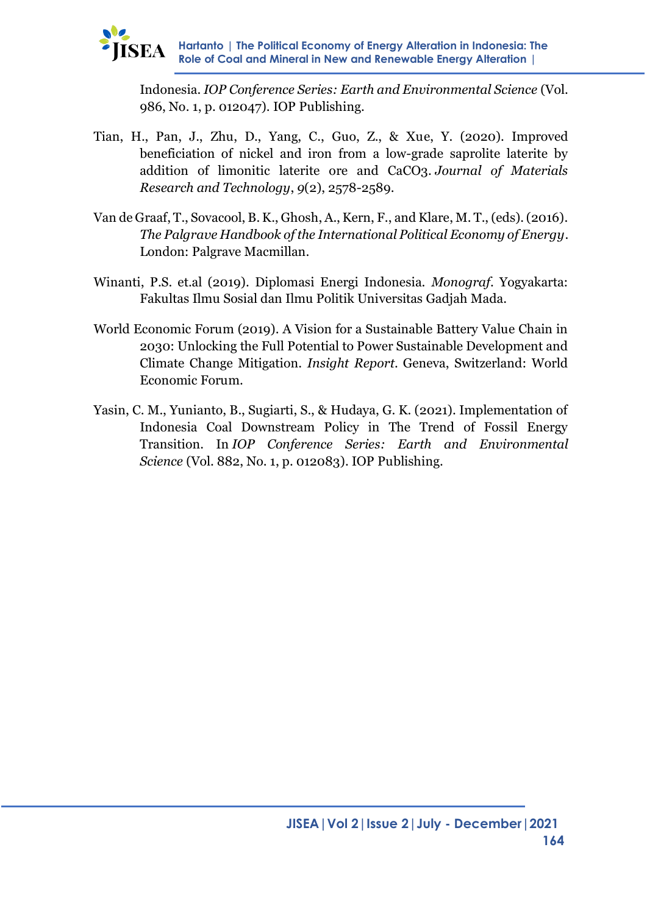Indonesia. *IOP Conference Series: Earth and Environmental Science* (Vol. 986, No. 1, p. 012047). IOP Publishing.

Tian, H., Pan, J., Zhu, D., Yang, C., Guo, Z., & Xue, Y. (2020). Improved beneficiation of nickel and iron from a low-grade saprolite laterite by addition of limonitic laterite ore and $CaCO_3$. *Journal of Materials Research and Technology*, *9*(2), 2578-2589.

Van de Graaf, T., Sovacool, B. K., Ghosh, A., Kern, F., and Klare, M. T., (eds). (2016). *The Palgrave Handbook of the International Political Economy of Energy*. London: Palgrave Macmillan.

Winanti, P.S. et.al (2019). Diplomasi Energi Indonesia. *Monograf*. Yogyakarta: Fakultas Ilmu Sosial dan Ilmu Politik Universitas Gadjah Mada.

World Economic Forum (2019). A Vision for a Sustainable Battery Value Chain in 2030: Unlocking the Full Potential to Power Sustainable Development and Climate Change Mitigation. *Insight Report*. Geneva, Switzerland: World Economic Forum.

Yasin, C. M., Yunianto, B., Sugiarti, S., & Hudaya, G. K. (2021). Implementation of Indonesia Coal Downstream Policy in The Trend of Fossil Energy Transition. In *IOP Conference Series: Earth and Environmental Science* (Vol. 882, No. 1, p. 012083). IOP Publishing.